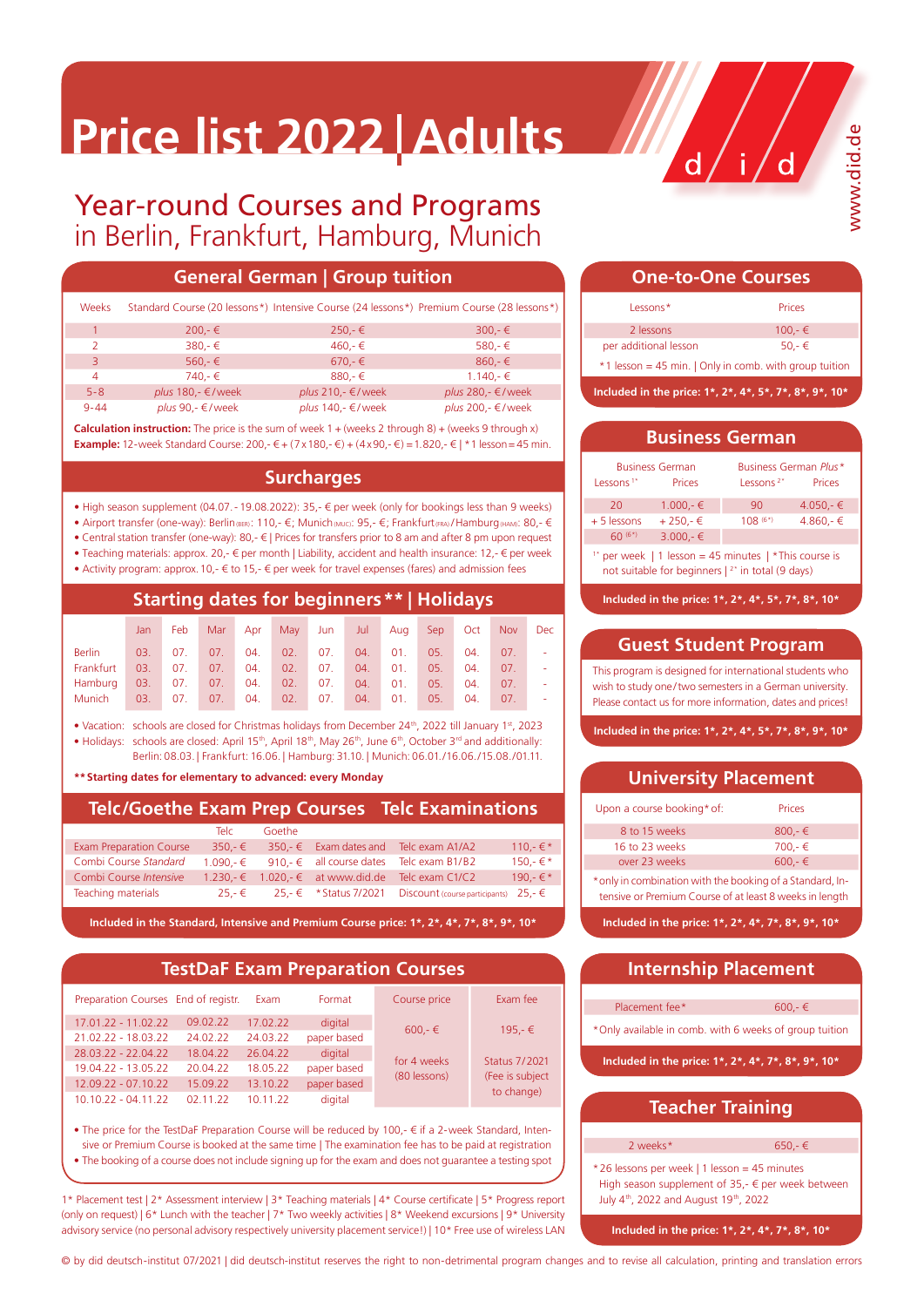# Price list 2022 | Adults

www.did.de

## Year-round Courses and Programs
in Berlin, Frankfurt, Hamburg, Munich

## General German | Group tuition

| Weeks | Standard Course (20 lessons*) | Intensive Course (24 lessons*) | Premium Course (28 lessons*) |
|---|---|---|---|
| 1 | 200,- € | 250,- € | 300,- € |
| 2 | 380,- € | 460,- € | 580,- € |
| 3 | 560,- € | 670,- € | 860,- € |
| 4 | 740,- € | 880,- € | 1.140,- € |
| 5-8 | *plus* 180,- €/week | *plus* 210,- €/week | *plus* 280,- €/week |
| 9-44 | *plus* 90,- €/week | *plus* 140,- €/week | *plus* 200,- €/week |

**Calculation instruction:** The price is the sum of week 1 + (weeks 2 through 8) + (weeks 9 through x)
**Example:** 12-week Standard Course: 200,- € + (7 x 180,- €) + (4 x 90,- €) = 1.820,- € | * 1 lesson = 45 min.

## Surcharges

- High season supplement (04.07.- 19.08.2022): 35,- € per week (only for bookings less than 9 weeks)
- Airport transfer (one-way): Berlin (BER): 110,- €; Munich (MUC): 95,- €; Frankfurt (FRA)/Hamburg (HAM): 80,- €
- Central station transfer (one-way): 80,- € | Prices for transfers prior to 8 am and after 8 pm upon request
- Teaching materials: approx. 20,- € per month | Liability, accident and health insurance: 12,- € per week
- Activity program: approx. 10,- € to 15,- € per week for travel expenses (fares) and admission fees

## Starting dates for beginners** | Holidays

| | Jan | Feb | Mar | Apr | May | Jun | Jul | Aug | Sep | Oct | Nov | Dec |
|---|---|---|---|---|---|---|---|---|---|---|---|---|
| Berlin | 03. | 07. | 07. | 04. | 02. | 07. | 04. | 01. | 05. | 04. | 07. | - |
| Frankfurt | 03. | 07. | 07. | 04. | 02. | 07. | 04. | 01. | 05. | 04. | 07. | - |
| Hamburg | 03. | 07. | 07. | 04. | 02. | 07. | 04. | 01. | 05. | 04. | 07. | - |
| Munich | 03. | 07. | 07. | 04. | 02. | 07. | 04. | 01. | 05. | 04. | 07. | - |

- Vacation: schools are closed for Christmas holidays from December 24th, 2022 till January 1st, 2023
- Holidays: schools are closed: April 15th, April 18th, May 26th, June 6th, October 3rd and additionally: Berlin: 08.03. | Frankfurt: 16.06. | Hamburg: 31.10. | Munich: 06.01./16.06./15.08./01.11.

**\*\* Starting dates for elementary to advanced: every Monday**

## Telc/Goethe Exam Prep Courses | Telc Examinations

| | Telc | Goethe | | | |
|---|---|---|---|---|---|
| Exam Preparation Course | 350,- € | 350,- € | Exam dates and | Telc exam A1/A2 | 110,- €* |
| Combi Course *Standard* | 1.090,- € | 910,- € | all course dates | Telc exam B1/B2 | 150,- €* |
| Combi Course *Intensive* | 1.230,- € | 1.020,- € | at www.did.de | Telc exam C1/C2 | 190,- €* |
| Teaching materials | 25,- € | 25,- € | * Status 7/2021 | Discount (course participants) | 25,- € |

**Included in the Standard, Intensive and Premium Course price: 1\*, 2\*, 4\*, 7\*, 8\*, 9\*, 10\***

## TestDaF Exam Preparation Courses

| Preparation Courses | End of registr. | Exam | Format | Course price | Exam fee |
|---|---|---|---|---|---|
| 17.01.22 - 11.02.22 | 09.02.22 | 17.02.22 | digital | 600,- € | 195,- € |
| 21.02.22 - 18.03.22 | 24.02.22 | 24.03.22 | paper based | | |
| 28.03.22 - 22.04.22 | 18.04.22 | 26.04.22 | digital | for 4 weeks (80 lessons) | Status 7/2021 (Fee is subject to change) |
| 19.04.22 - 13.05.22 | 20.04.22 | 18.05.22 | paper based | | |
| 12.09.22 - 07.10.22 | 15.09.22 | 13.10.22 | paper based | | |
| 10.10.22 - 04.11.22 | 02.11.22 | 10.11.22 | digital | | |

- The price for the TestDaF Preparation Course will be reduced by 100,- € if a 2-week Standard, Intensive or Premium Course is booked at the same time | The examination fee has to be paid at registration
- The booking of a course does not include signing up for the exam and does not guarantee a testing spot

## One-to-One Courses

| Lessons* | Prices |
|---|---|
| 2 lessons | 100,- € |
| per additional lesson | 50,- € |

* 1 lesson = 45 min. | Only in comb. with group tuition

**Included in the price: 1\*, 2\*, 4\*, 5\*, 7\*, 8\*, 9\*, 10\***

## Business German

| Business German | | Business German *Plus** | |
|---|---|---|---|
| Lessons [1*] | Prices | Lessons [2*] | Prices |
| 20 | 1.000,- € | 90 | 4.050,- € |
| + 5 lessons | + 250,- € | 108 [6*)] | 4.860,- € |
| 60 [6*)] | 3.000,- € | | |

[1*] per week | 1 lesson = 45 minutes | *This course is not suitable for beginners | [2*] in total (9 days)

**Included in the price: 1\*, 2\*, 4\*, 5\*, 7\*, 8\*, 10\***

## Guest Student Program

This program is designed for international students who wish to study one/two semesters in a German university. Please contact us for more information, dates and prices!

**Included in the price: 1\*, 2\*, 4\*, 5\*, 7\*, 8\*, 9\*, 10\***

## University Placement

| Upon a course booking* of: | Prices |
|---|---|
| 8 to 15 weeks | 800,- € |
| 16 to 23 weeks | 700,- € |
| over 23 weeks | 600,- € |

* only in combination with the booking of a Standard, Intensive or Premium Course of at least 8 weeks in length

**Included in the price: 1\*, 2\*, 4\*, 7\*, 8\*, 9\*, 10\***

## Internship Placement

| | |
|---|---|
| Placement fee* | 600,- € |

* Only available in comb. with 6 weeks of group tuition

**Included in the price: 1\*, 2\*, 4\*, 7\*, 8\*, 9\*, 10\***

## Teacher Training

| | |
|---|---|
| 2 weeks* | 650,- € |

* 26 lessons per week | 1 lesson = 45 minutes
High season supplement of 35,- € per week between July 4th, 2022 and August 19th, 2022

**Included in the price: 1\*, 2\*, 4\*, 7\*, 8\*, 10\***

1* Placement test | 2* Assessment interview | 3* Teaching materials | 4* Course certificate | 5* Progress report (only on request) | 6* Lunch with the teacher | 7* Two weekly activities | 8* Weekend excursions | 9* University advisory service (no personal advisory respectively university placement service!) | 10* Free use of wireless LAN

© by did deutsch-institut 07/2021 | did deutsch-institut reserves the right to non-detrimental program changes and to revise all calculation, printing and translation errors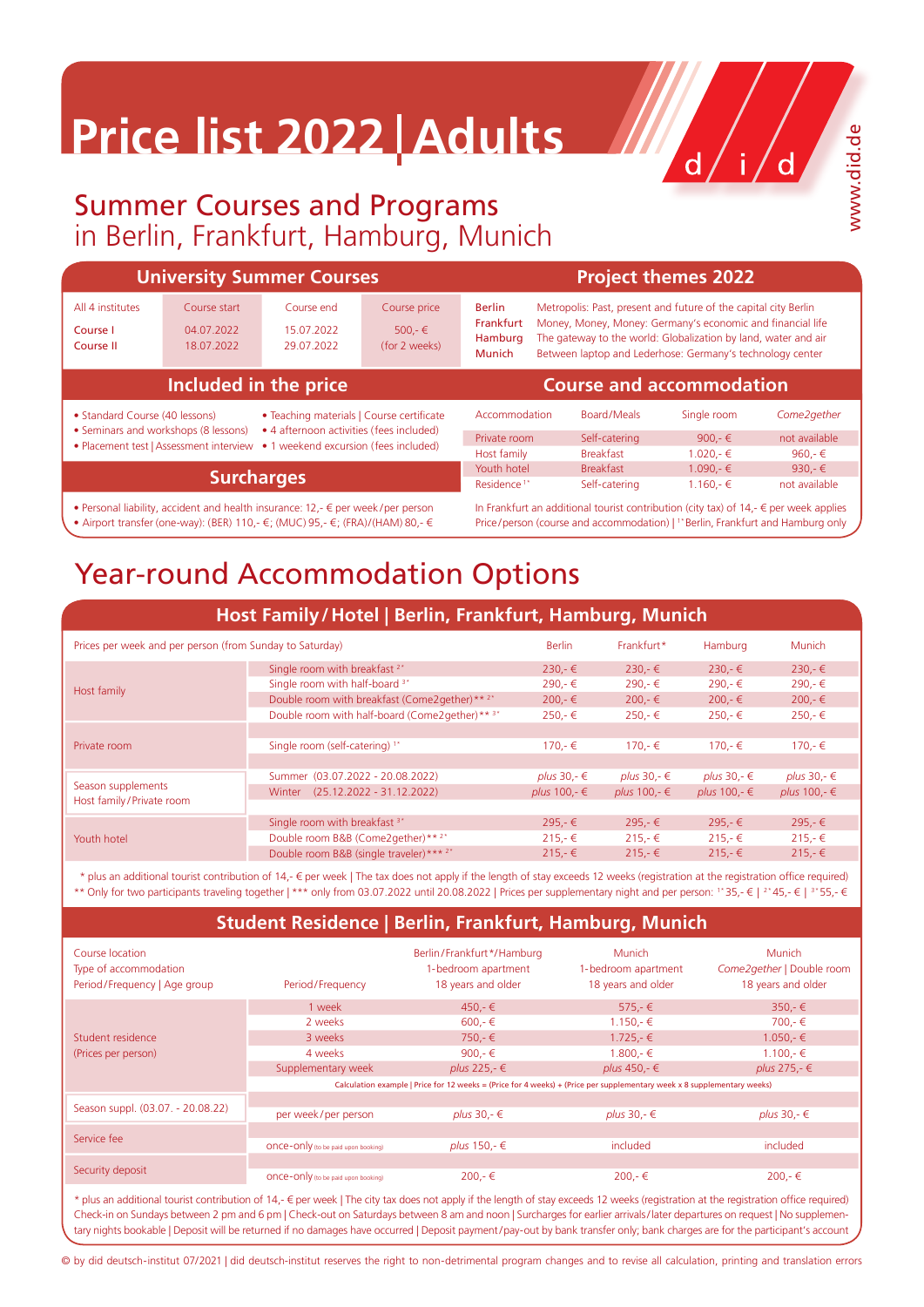# Price list 2022 | Adults

d / i / d

www.did.de

## Summer Courses and Programs
in Berlin, Frankfurt, Hamburg, Munich

### University Summer Courses

| All 4 institutes | Course start | Course end | Course price |
|---|---|---|---|
| Course I | 04.07.2022 | 15.07.2022 | 500,- € |
| Course II | 18.07.2022 | 29.07.2022 | (for 2 weeks) |

### Project themes 2022

| | |
|---|---|
| Berlin | Metropolis: Past, present and future of the capital city Berlin |
| Frankfurt | Money, Money, Money: Germany's economic and financial life |
| Hamburg | The gateway to the world: Globalization by land, water and air |
| Munich | Between laptop and Lederhose: Germany's technology center |

### Included in the price

- Standard Course (40 lessons)
- Seminars and workshops (8 lessons)
- Placement test | Assessment interview
- Teaching materials | Course certificate
- 4 afternoon activities (fees included)
- 1 weekend excursion (fees included)

### Course and accommodation

| Accommodation | Board/Meals | Single room | *Come2gether* |
|---|---|---|---|
| Private room | Self-catering | 900,- € | not available |
| Host family | Breakfast | 1.020,- € | 960,- € |
| Youth hotel | Breakfast | 1.090,- € | 930,- € |
| Residence [1*] | Self-catering | 1.160,- € | not available |

In Frankfurt an additional tourist contribution (city tax) of 14,- € per week applies
Price/person (course and accommodation) | [1*] Berlin, Frankfurt and Hamburg only

### Surcharges

- Personal liability, accident and health insurance: 12,- € per week/per person
- Airport transfer (one-way): (BER) 110,- €; (MUC) 95,- €; (FRA)/(HAM) 80,- €

## Year-round Accommodation Options

### Host Family / Hotel | Berlin, Frankfurt, Hamburg, Munich

| Prices per week and per person (from Sunday to Saturday) | | Berlin | Frankfurt* | Hamburg | Munich |
|---|---|---|---|---|---|
| Host family | Single room with breakfast [2*] | 230,- € | 230,- € | 230,- € | 230,- € |
| | Single room with half-board [3*] | 290,- € | 290,- € | 290,- € | 290,- € |
| | Double room with breakfast (Come2gether)** [2*] | 200,- € | 200,- € | 200,- € | 200,- € |
| | Double room with half-board (Come2gether)** [3*] | 250,- € | 250,- € | 250,- € | 250,- € |
| Private room | Single room (self-catering) [1*] | 170,- € | 170,- € | 170,- € | 170,- € |
| Season supplements Host family/Private room | Summer (03.07.2022 - 20.08.2022) | *plus* 30,- € | *plus* 30,- € | *plus* 30,- € | *plus* 30,- € |
| | Winter (25.12.2022 - 31.12.2022) | *plus* 100,- € | *plus* 100,- € | *plus* 100,- € | *plus* 100,- € |
| Youth hotel | Single room with breakfast [3*] | 295,- € | 295,- € | 295,- € | 295,- € |
| | Double room B&B (Come2gether)** [2*] | 215,- € | 215,- € | 215,- € | 215,- € |
| | Double room B&B (single traveler)*** [2*] | 215,- € | 215,- € | 215,- € | 215,- € |

\* plus an additional tourist contribution of 14,- € per week | The tax does not apply if the length of stay exceeds 12 weeks (registration at the registration office required)
\*\* Only for two participants traveling together | \*\*\* only from 03.07.2022 until 20.08.2022 | Prices per supplementary night and per person: [1*] 35,- € | [2*] 45,- € | [3*] 55,- €

### Student Residence | Berlin, Frankfurt, Hamburg, Munich

| Course location / Type of accommodation / Period/Frequency \| Age group | Period/Frequency | Berlin/Frankfurt*/Hamburg 1-bedroom apartment 18 years and older | Munich 1-bedroom apartment 18 years and older | Munich *Come2gether* \| Double room 18 years and older |
|---|---|---|---|---|
| Student residence (Prices per person) | 1 week | 450,- € | 575,- € | 350,- € |
| | 2 weeks | 600,- € | 1.150,- € | 700,- € |
| | 3 weeks | 750,- € | 1.725,- € | 1.050,- € |
| | 4 weeks | 900,- € | 1.800,- € | 1.100,- € |
| | Supplementary week | *plus* 225,- € | *plus* 450,- € | *plus* 275,- € |
| | Calculation example \| Price for 12 weeks = (Price for 4 weeks) + (Price per supplementary week x 8 supplementary weeks) | | | |
| Season suppl. (03.07. - 20.08.22) | per week/per person | *plus* 30,- € | *plus* 30,- € | *plus* 30,- € |
| Service fee | once-only (to be paid upon booking) | *plus* 150,- € | included | included |
| Security deposit | once-only (to be paid upon booking) | 200,- € | 200,- € | 200,- € |

\* plus an additional tourist contribution of 14,- € per week | The city tax does not apply if the length of stay exceeds 12 weeks (registration at the registration office required)
Check-in on Sundays between 2 pm and 6 pm | Check-out on Saturdays between 8 am and noon | Surcharges for earlier arrivals/later departures on request | No supplementary nights bookable | Deposit will be returned if no damages have occurred | Deposit payment/pay-out by bank transfer only; bank charges are for the participant's account

© by did deutsch-institut 07/2021 | did deutsch-institut reserves the right to non-detrimental program changes and to revise all calculation, printing and translation errors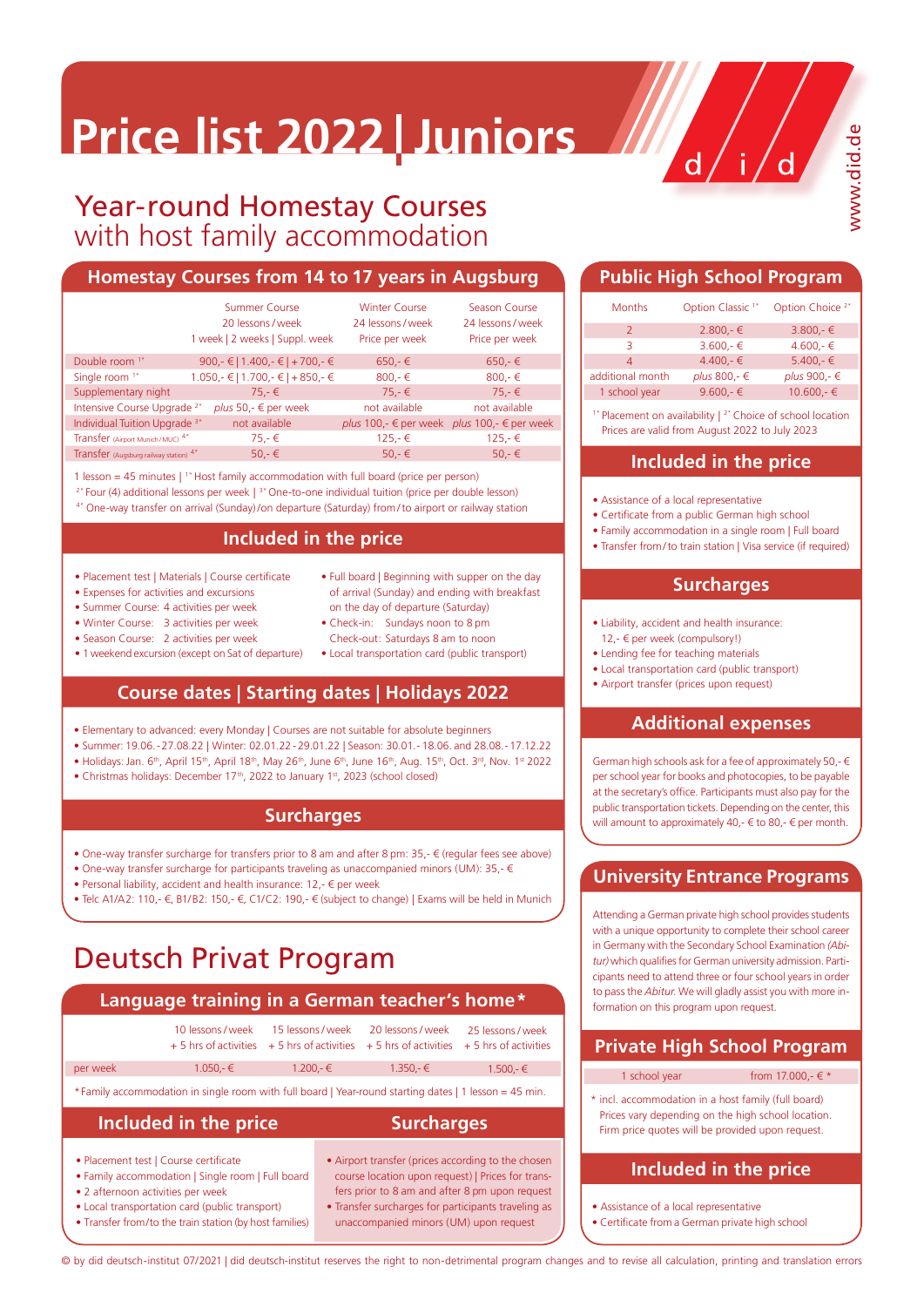# Price list 2022 | Juniors

d / i / d

www.did.de

## Year-round Homestay Courses
with host family accommodation

### Homestay Courses from 14 to 17 years in Augsburg

| | Summer Course 20 lessons / week 1 week \| 2 weeks \| Suppl. week | Winter Course 24 lessons / week Price per week | Season Course 24 lessons / week Price per week |
|---|---|---|---|
| Double room [1*] | 900,- € \| 1.400,- € \| + 700,- € | 650,- € | 650,- € |
| Single room [1*] | 1.050,- € \| 1.700,- € \| + 850,- € | 800,- € | 800,- € |
| Supplementary night | 75,- € | 75,- € | 75,- € |
| Intensive Course Upgrade [2*] | *plus* 50,- € per week | not available | not available |
| Individual Tuition Upgrade [3*] | not available | *plus* 100,- € per week | *plus* 100,- € per week |
| Transfer (Airport Munich / MUC) [4*] | 75,- € | 125,- € | 125,- € |
| Transfer (Augsburg railway station) [4*] | 50,- € | 50,- € | 50,- € |

1 lesson = 45 minutes | [1*] Host family accommodation with full board (price per person)
[2*] Four (4) additional lessons per week | [3*] One-to-one individual tuition (price per double lesson)
[4*] One-way transfer on arrival (Sunday) / on departure (Saturday) from / to airport or railway station

### Included in the price

- Placement test | Materials | Course certificate
- Expenses for activities and excursions
- Summer Course: 4 activities per week
- Winter Course: 3 activities per week
- Season Course: 2 activities per week
- 1 weekend excursion (except on Sat of departure)
- Full board | Beginning with supper on the day of arrival (Sunday) and ending with breakfast on the day of departure (Saturday)
- Check-in: Sundays noon to 8 pm
  Check-out: Saturdays 8 am to noon
- Local transportation card (public transport)

### Course dates | Starting dates | Holidays 2022

- Elementary to advanced: every Monday | Courses are not suitable for absolute beginners
- Summer: 19.06.-27.08.22 | Winter: 02.01.22-29.01.22 | Season: 30.01.-18.06. and 28.08.-17.12.22
- Holidays: Jan. 6th, April 15th, April 18th, May 26th, June 6th, June 16th, Aug. 15th, Oct. 3rd, Nov. 1st 2022
- Christmas holidays: December 17th, 2022 to January 1st, 2023 (school closed)

### Surcharges

- One-way transfer surcharge for transfers prior to 8 am and after 8 pm: 35,- € (regular fees see above)
- One-way transfer surcharge for participants traveling as unaccompanied minors (UM): 35,- €
- Personal liability, accident and health insurance: 12,- € per week
- Telc A1/A2: 110,- €, B1/B2: 150,- €, C1/C2: 190,- € (subject to change) | Exams will be held in Munich

## Deutsch Privat Program

### Language training in a German teacher's home*

| | 10 lessons / week + 5 hrs of activities | 15 lessons / week + 5 hrs of activities | 20 lessons / week + 5 hrs of activities | 25 lessons / week + 5 hrs of activities |
|---|---|---|---|---|
| per week | 1.050,- € | 1.200,- € | 1.350,- € | 1.500,- € |

* Family accommodation in single room with full board | Year-round starting dates | 1 lesson = 45 min.

### Included in the price

- Placement test | Course certificate
- Family accommodation | Single room | Full board
- 2 afternoon activities per week
- Local transportation card (public transport)
- Transfer from/to the train station (by host families)

### Surcharges

- Airport transfer (prices according to the chosen course location upon request) | Prices for transfers prior to 8 am and after 8 pm upon request
- Transfer surcharges for participants traveling as unaccompanied minors (UM) upon request

### Public High School Program

| Months | Option Classic [1*] | Option Choice [2*] |
|---|---|---|
| 2 | 2.800,- € | 3.800,- € |
| 3 | 3.600,- € | 4.600,- € |
| 4 | 4.400,- € | 5.400,- € |
| additional month | *plus* 800,- € | *plus* 900,- € |
| 1 school year | 9.600,- € | 10.600,- € |

[1*] Placement on availability | [2*] Choice of school location
Prices are valid from August 2022 to July 2023

### Included in the price

- Assistance of a local representative
- Certificate from a public German high school
- Family accommodation in a single room | Full board
- Transfer from/to train station | Visa service (if required)

### Surcharges

- Liability, accident and health insurance: 12,- € per week (compulsory!)
- Lending fee for teaching materials
- Local transportation card (public transport)
- Airport transfer (prices upon request)

### Additional expenses

German high schools ask for a fee of approximately 50,- € per school year for books and photocopies, to be payable at the secretary's office. Participants must also pay for the public transportation tickets. Depending on the center, this will amount to approximately 40,- € to 80,- € per month.

### University Entrance Programs

Attending a German private high school provides students with a unique opportunity to complete their school career in Germany with the Secondary School Examination (*Abitur*) which qualifies for German university admission. Participants need to attend three or four school years in order to pass the *Abitur*. We will gladly assist you with more information on this program upon request.

### Private High School Program

| | |
|---|---|
| 1 school year | from 17.000,- € * |

* incl. accommodation in a host family (full board) Prices vary depending on the high school location. Firm price quotes will be provided upon request.

### Included in the price

- Assistance of a local representative
- Certificate from a German private high school

© by did deutsch-institut 07/2021 | did deutsch-institut reserves the right to non-detrimental program changes and to revise all calculation, printing and translation errors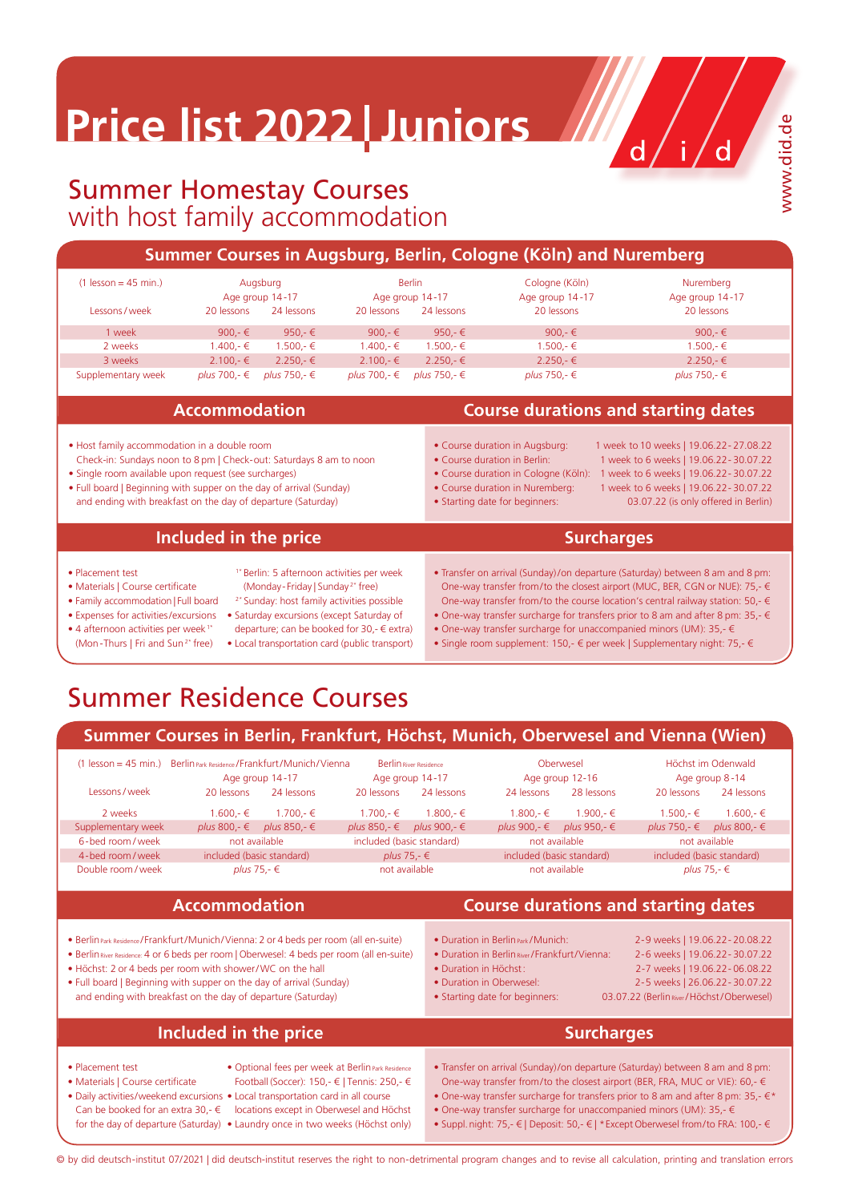# Price list 2022 | Juniors

d / i / d

www.did.de

## Summer Homestay Courses
with host family accommodation

### Summer Courses in Augsburg, Berlin, Cologne (Köln) and Nuremberg

| (1 lesson = 45 min.) | Augsburg Age group 14-17 | | Berlin Age group 14-17 | | Cologne (Köln) Age group 14-17 | Nuremberg Age group 14-17 |
|---|---|---|---|---|---|---|
| Lessons / week | 20 lessons | 24 lessons | 20 lessons | 24 lessons | 20 lessons | 20 lessons |
| 1 week | 900,- € | 950,- € | 900,- € | 950,- € | 900,- € | 900,- € |
| 2 weeks | 1.400,- € | 1.500,- € | 1.400,- € | 1.500,- € | 1.500,- € | 1.500,- € |
| 3 weeks | 2.100,- € | 2.250,- € | 2.100,- € | 2.250,- € | 2.250,- € | 2.250,- € |
| Supplementary week | *plus* 700,- € | *plus* 750,- € | *plus* 700,- € | *plus* 750,- € | *plus* 750,- € | *plus* 750,- € |

### Accommodation

- Host family accommodation in a double room
  Check-in: Sundays noon to 8 pm | Check-out: Saturdays 8 am to noon
- Single room available upon request (see surcharges)
- Full board | Beginning with supper on the day of arrival (Sunday) and ending with breakfast on the day of departure (Saturday)

### Course durations and starting dates

- Course duration in Augsburg: 1 week to 10 weeks | 19.06.22 - 27.08.22
- Course duration in Berlin: 1 week to 6 weeks | 19.06.22 - 30.07.22
- Course duration in Cologne (Köln): 1 week to 6 weeks | 19.06.22 - 30.07.22
- Course duration in Nuremberg: 1 week to 6 weeks | 19.06.22 - 30.07.22
- Starting date for beginners: 03.07.22 (is only offered in Berlin)

### Included in the price

- Placement test
- Materials | Course certificate
- Family accommodation | Full board
- Expenses for activities/excursions
- 4 afternoon activities per week [1*] (Mon - Thurs | Fri and Sun [2*] free)
- [1*] Berlin: 5 afternoon activities per week (Monday - Friday | Sunday [2*] free)
- [2*] Sunday: host family activities possible
- Saturday excursions (except Saturday of departure; can be booked for 30,- € extra)
- Local transportation card (public transport)

### Surcharges

- Transfer on arrival (Sunday)/on departure (Saturday) between 8 am and 8 pm:
  One-way transfer from/to the closest airport (MUC, BER, CGN or NUE): 75,- €
  One-way transfer from/to the course location's central railway station: 50,- €
- One-way transfer surcharge for transfers prior to 8 am and after 8 pm: 35,- €
- One-way transfer surcharge for unaccompanied minors (UM): 35,- €
- Single room supplement: 150,- € per week | Supplementary night: 75,- €

## Summer Residence Courses

### Summer Courses in Berlin, Frankfurt, Höchst, Munich, Oberwesel and Vienna (Wien)

| (1 lesson = 45 min.) | Berlin Park Residence/Frankfurt/Munich/Vienna Age group 14-17 | | Berlin River Residence Age group 14-17 | | Oberwesel Age group 12-16 | | Höchst im Odenwald Age group 8-14 | |
|---|---|---|---|---|---|---|---|---|
| Lessons / week | 20 lessons | 24 lessons | 20 lessons | 24 lessons | 24 lessons | 28 lessons | 20 lessons | 24 lessons |
| 2 weeks | 1.600,- € | 1.700,- € | 1.700,- € | 1.800,- € | 1.800,- € | 1.900,- € | 1.500,- € | 1.600,- € |
| Supplementary week | *plus* 800,- € | *plus* 850,- € | *plus* 850,- € | *plus* 900,- € | *plus* 900,- € | *plus* 950,- € | *plus* 750,- € | *plus* 800,- € |
| 6-bed room / week | not available | | included (basic standard) | | not available | | not available | |
| 4-bed room / week | included (basic standard) | | *plus* 75,- € | | included (basic standard) | | included (basic standard) | |
| Double room / week | *plus* 75,- € | | not available | | not available | | *plus* 75,- € | |

### Accommodation

- Berlin Park Residence/Frankfurt/Munich/Vienna: 2 or 4 beds per room (all en-suite)
- Berlin River Residence: 4 or 6 beds per room | Oberwesel: 4 beds per room (all en-suite)
- Höchst: 2 or 4 beds per room with shower/WC on the hall
- Full board | Beginning with supper on the day of arrival (Sunday) and ending with breakfast on the day of departure (Saturday)

### Course durations and starting dates

- Duration in Berlin Park/Munich: 2-9 weeks | 19.06.22 - 20.08.22
- Duration in Berlin River/Frankfurt/Vienna: 2-6 weeks | 19.06.22 - 30.07.22
- Duration in Höchst: 2-7 weeks | 19.06.22 - 06.08.22
- Duration in Oberwesel: 2-5 weeks | 26.06.22 - 30.07.22
- Starting date for beginners: 03.07.22 (Berlin River/Höchst/Oberwesel)

### Included in the price

- Placement test
- Materials | Course certificate
- Daily activities/weekend excursions Can be booked for an extra 30,- € for the day of departure (Saturday)
- Optional fees per week at Berlin Park Residence Football (Soccer): 150,- € | Tennis: 250,- €
- Local transportation card in all course locations except in Oberwesel and Höchst
- Laundry once in two weeks (Höchst only)

### Surcharges

- Transfer on arrival (Sunday)/on departure (Saturday) between 8 am and 8 pm:
  One-way transfer from/to the closest airport (BER, FRA, MUC or VIE): 60,- €
- One-way transfer surcharge for transfers prior to 8 am and after 8 pm: 35,- €*
- One-way transfer surcharge for unaccompanied minors (UM): 35,- €
- Suppl. night: 75,- € | Deposit: 50,- € | * Except Oberwesel from/to FRA: 100,- €

© by did deutsch-institut 07/2021 | did deutsch-institut reserves the right to non-detrimental program changes and to revise all calculation, printing and translation errors